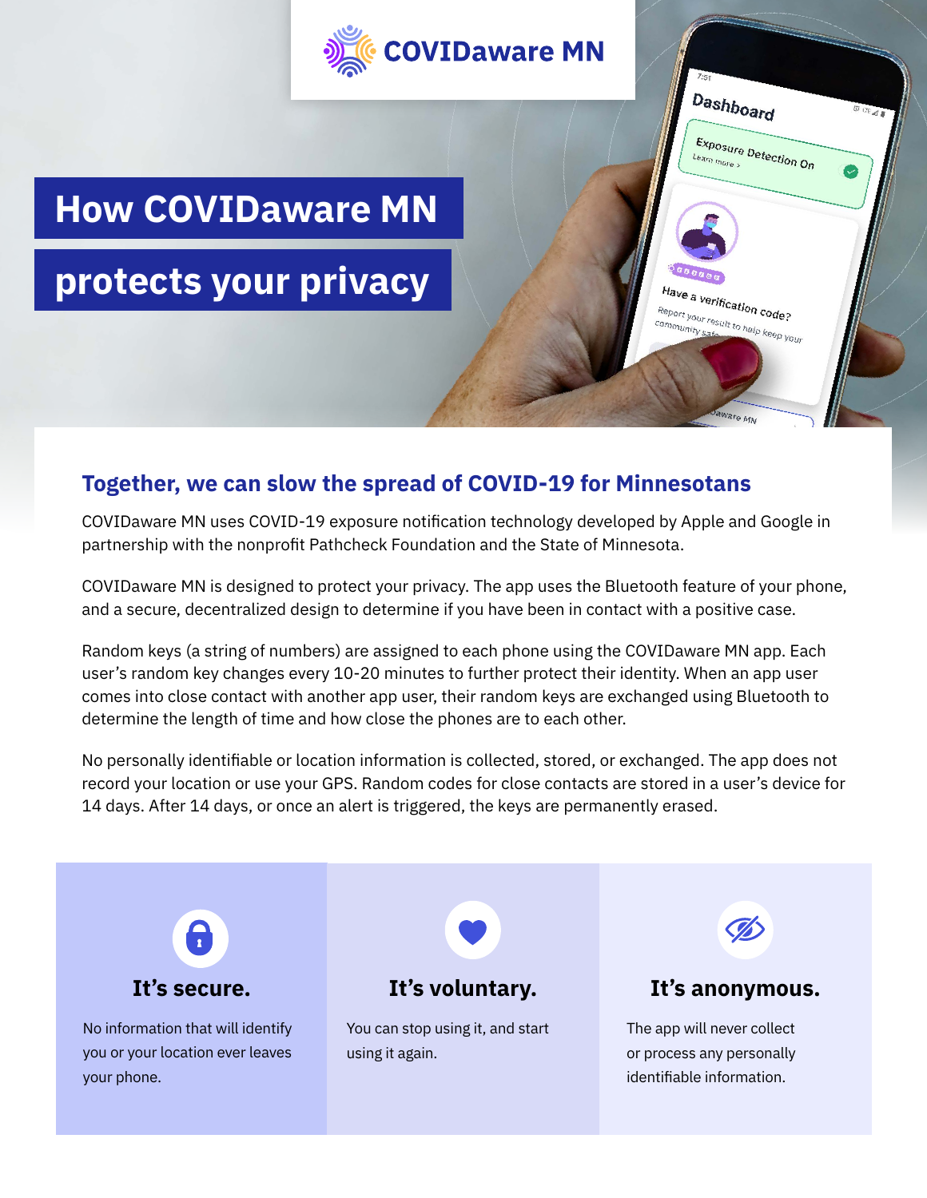COVIDaware MN

# How COVIDaware MN protects your privacy

## Together, we can slow the spread of COVID-19 for Minnesotans

COVIDaware MN uses COVID-19 exposure notification technology developed by Apple and Google in partnership with the nonprofit Pathcheck Foundation and the State of Minnesota.

COVIDaware MN is designed to protect your privacy. The app uses the Bluetooth feature of your phone, and a secure, decentralized design to determine if you have been in contact with a positive case.

Random keys (a string of numbers) are assigned to each phone using the COVIDaware MN app. Each user's random key changes every 10-20 minutes to further protect their identity. When an app user comes into close contact with another app user, their random keys are exchanged using Bluetooth to determine the length of time and how close the phones are to each other.

No personally identifiable or location information is collected, stored, or exchanged. The app does not record your location or use your GPS. Random codes for close contacts are stored in a user's device for 14 days. After 14 days, or once an alert is triggered, the keys are permanently erased.

### It's secure.

No information that will identify you or your location ever leaves your phone.

### It's voluntary.

You can stop using it, and start using it again.

### It's anonymous.

The app will never collect or process any personally identifiable information.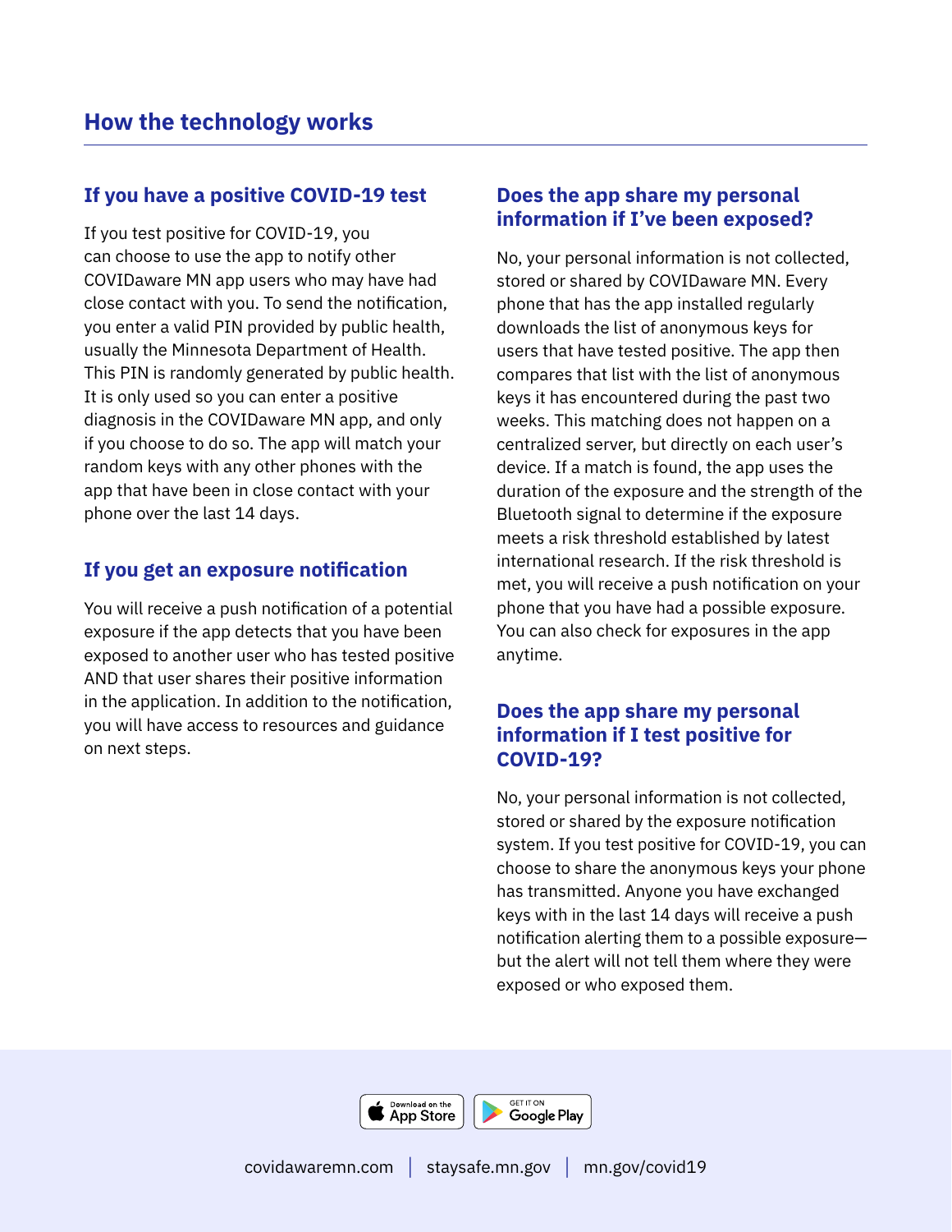## How the technology works

### If you have a positive COVID-19 test

If you test positive for COVID-19, you can choose to use the app to notify other COVIDaware MN app users who may have had close contact with you. To send the notification, you enter a valid PIN provided by public health, usually the Minnesota Department of Health. This PIN is randomly generated by public health. It is only used so you can enter a positive diagnosis in the COVIDaware MN app, and only if you choose to do so. The app will match your random keys with any other phones with the app that have been in close contact with your phone over the last 14 days.

### If you get an exposure notification

You will receive a push notification of a potential exposure if the app detects that you have been exposed to another user who has tested positive AND that user shares their positive information in the application. In addition to the notification, you will have access to resources and guidance on next steps.

### Does the app share my personal information if I've been exposed?

No, your personal information is not collected, stored or shared by COVIDaware MN. Every phone that has the app installed regularly downloads the list of anonymous keys for users that have tested positive. The app then compares that list with the list of anonymous keys it has encountered during the past two weeks. This matching does not happen on a centralized server, but directly on each user's device. If a match is found, the app uses the duration of the exposure and the strength of the Bluetooth signal to determine if the exposure meets a risk threshold established by latest international research. If the risk threshold is met, you will receive a push notification on your phone that you have had a possible exposure. You can also check for exposures in the app anytime.

### Does the app share my personal information if I test positive for COVID-19?

No, your personal information is not collected, stored or shared by the exposure notification system. If you test positive for COVID-19, you can choose to share the anonymous keys your phone has transmitted. Anyone you have exchanged keys with in the last 14 days will receive a push notification alerting them to a possible exposure—but the alert will not tell them where they were exposed or who exposed them.

Download on the App Store | GET IT ON Google Play

covidawaremn.com | staysafe.mn.gov | mn.gov/covid19